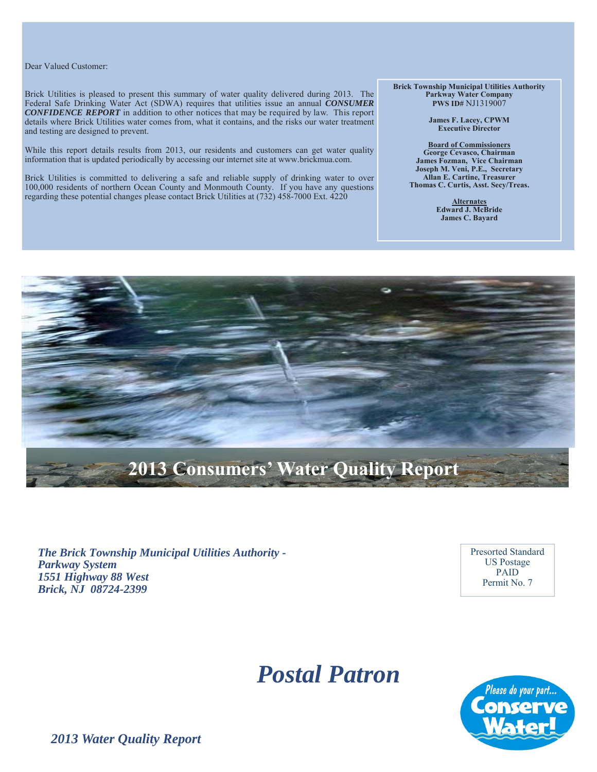Dear Valued Customer:

Brick Utilities is pleased to present this summary of water quality delivered during 2013. The Federal Safe Drinking Water Act (SDWA) requires that utilities issue an annual ***CONSUMER CONFIDENCE REPORT*** in addition to other notices that may be required by law. This report details where Brick Utilities water comes from, what it contains, and the risks our water treatment and testing are designed to prevent.

While this report details results from 2013, our residents and customers can get water quality information that is updated periodically by accessing our internet site at www.brickmua.com.

Brick Utilities is committed to delivering a safe and reliable supply of drinking water to over 100,000 residents of northern Ocean County and Monmouth County. If you have any questions regarding these potential changes please contact Brick Utilities at (732) 458-7000 Ext. 4220

**Brick Township Municipal Utilities Authority**
**Parkway Water Company**
**PWS ID#** NJ1319007

**James F. Lacey, CPWM**
**Executive Director**

**Board of Commissioners**
**George Cevasco, Chairman**
**James Fozman, Vice Chairman**
**Joseph M. Veni, P.E., Secretary**
**Allan E. Cartine, Treasurer**
**Thomas C. Curtis, Asst. Secy/Treas.**

**Alternates**
**Edward J. McBride**
**James C. Bayard**

# 2013 Consumers' Water Quality Report

***The Brick Township Municipal Utilities Authority - Parkway System***
***1551 Highway 88 West***
***Brick, NJ 08724-2399***

Presorted Standard
US Postage
PAID
Permit No. 7

## *Postal Patron*

Please do your part... Conserve Water!

***2013 Water Quality Report***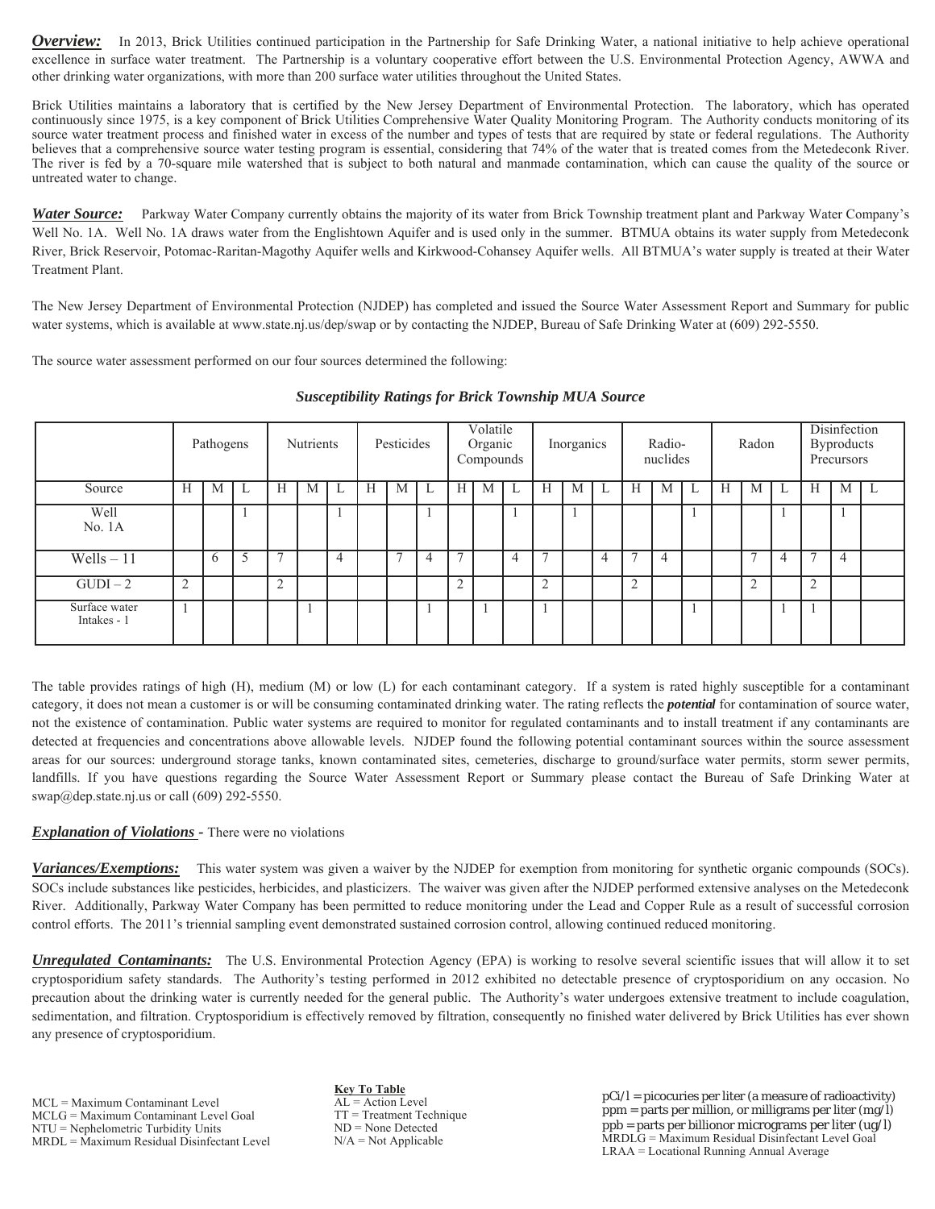***Overview:*** In 2013, Brick Utilities continued participation in the Partnership for Safe Drinking Water, a national initiative to help achieve operational excellence in surface water treatment. The Partnership is a voluntary cooperative effort between the U.S. Environmental Protection Agency, AWWA and other drinking water organizations, with more than 200 surface water utilities throughout the United States.

Brick Utilities maintains a laboratory that is certified by the New Jersey Department of Environmental Protection. The laboratory, which has operated continuously since 1975, is a key component of Brick Utilities Comprehensive Water Quality Monitoring Program. The Authority conducts monitoring of its source water treatment process and finished water in excess of the number and types of tests that are required by state or federal regulations. The Authority believes that a comprehensive source water testing program is essential, considering that 74% of the water that is treated comes from the Metedeconk River. The river is fed by a 70-square mile watershed that is subject to both natural and manmade contamination, which can cause the quality of the source or untreated water to change.

***Water Source:*** Parkway Water Company currently obtains the majority of its water from Brick Township treatment plant and Parkway Water Company's Well No. 1A. Well No. 1A draws water from the Englishtown Aquifer and is used only in the summer. BTMUA obtains its water supply from Metedeconk River, Brick Reservoir, Potomac-Raritan-Magothy Aquifer wells and Kirkwood-Cohansey Aquifer wells. All BTMUA's water supply is treated at their Water Treatment Plant.

The New Jersey Department of Environmental Protection (NJDEP) has completed and issued the Source Water Assessment Report and Summary for public water systems, which is available at www.state.nj.us/dep/swap or by contacting the NJDEP, Bureau of Safe Drinking Water at (609) 292-5550.

The source water assessment performed on our four sources determined the following:

***Susceptibility Ratings for Brick Township MUA Source***

| | Pathogens | | | Nutrients | | | Pesticides | | | Volatile Organic Compounds | | | Inorganics | | | Radio-nuclides | | | Radon | | | Disinfection Byproducts Precursors | | |
|---|---|---|---|---|---|---|---|---|---|---|---|---|---|---|---|---|---|---|---|---|---|---|---|---|
| Source | H | M | L | H | M | L | H | M | L | H | M | L | H | M | L | H | M | L | H | M | L | H | M | L |
| Well No. 1A | | | 1 | | | 1 | | | 1 | | | 1 | | 1 | | | | 1 | | | 1 | | 1 | |
| Wells – 11 | | 6 | 5 | 7 | | 4 | | 7 | 4 | 7 | | 4 | 7 | | 4 | 7 | 4 | | | 7 | 4 | 7 | 4 | |
| GUDI – 2 | 2 | | | 2 | | | | | | 2 | | | 2 | | | 2 | | | | 2 | | 2 | | |
| Surface water Intakes - 1 | 1 | | | | 1 | | | | 1 | | 1 | | 1 | | | | | 1 | | | 1 | 1 | | |

The table provides ratings of high (H), medium (M) or low (L) for each contaminant category. If a system is rated highly susceptible for a contaminant category, it does not mean a customer is or will be consuming contaminated drinking water. The rating reflects the ***potential*** for contamination of source water, not the existence of contamination. Public water systems are required to monitor for regulated contaminants and to install treatment if any contaminants are detected at frequencies and concentrations above allowable levels. NJDEP found the following potential contaminant sources within the source assessment areas for our sources: underground storage tanks, known contaminated sites, cemeteries, discharge to ground/surface water permits, storm sewer permits, landfills. If you have questions regarding the Source Water Assessment Report or Summary please contact the Bureau of Safe Drinking Water at swap@dep.state.nj.us or call (609) 292-5550.

***Explanation of Violations -*** There were no violations

***Variances/Exemptions:*** This water system was given a waiver by the NJDEP for exemption from monitoring for synthetic organic compounds (SOCs). SOCs include substances like pesticides, herbicides, and plasticizers. The waiver was given after the NJDEP performed extensive analyses on the Metedeconk River. Additionally, Parkway Water Company has been permitted to reduce monitoring under the Lead and Copper Rule as a result of successful corrosion control efforts. The 2011's triennial sampling event demonstrated sustained corrosion control, allowing continued reduced monitoring.

***Unregulated Contaminants:*** The U.S. Environmental Protection Agency (EPA) is working to resolve several scientific issues that will allow it to set cryptosporidium safety standards. The Authority's testing performed in 2012 exhibited no detectable presence of cryptosporidium on any occasion. No precaution about the drinking water is currently needed for the general public. The Authority's water undergoes extensive treatment to include coagulation, sedimentation, and filtration. Cryptosporidium is effectively removed by filtration, consequently no finished water delivered by Brick Utilities has ever shown any presence of cryptosporidium.

**Key To Table**

MCL = Maximum Contaminant Level
MCLG = Maximum Contaminant Level Goal
NTU = Nephelometric Turbidity Units
MRDL = Maximum Residual Disinfectant Level

AL = Action Level
TT = Treatment Technique
ND = None Detected
N/A = Not Applicable

pCi/l = picocuries per liter (a measure of radioactivity)
ppm = parts per million, or milligrams per liter (mg/l)
ppb = parts per billionor micrograms per liter (ug/l)
MRDLG = Maximum Residual Disinfectant Level Goal
LRAA = Locational Running Annual Average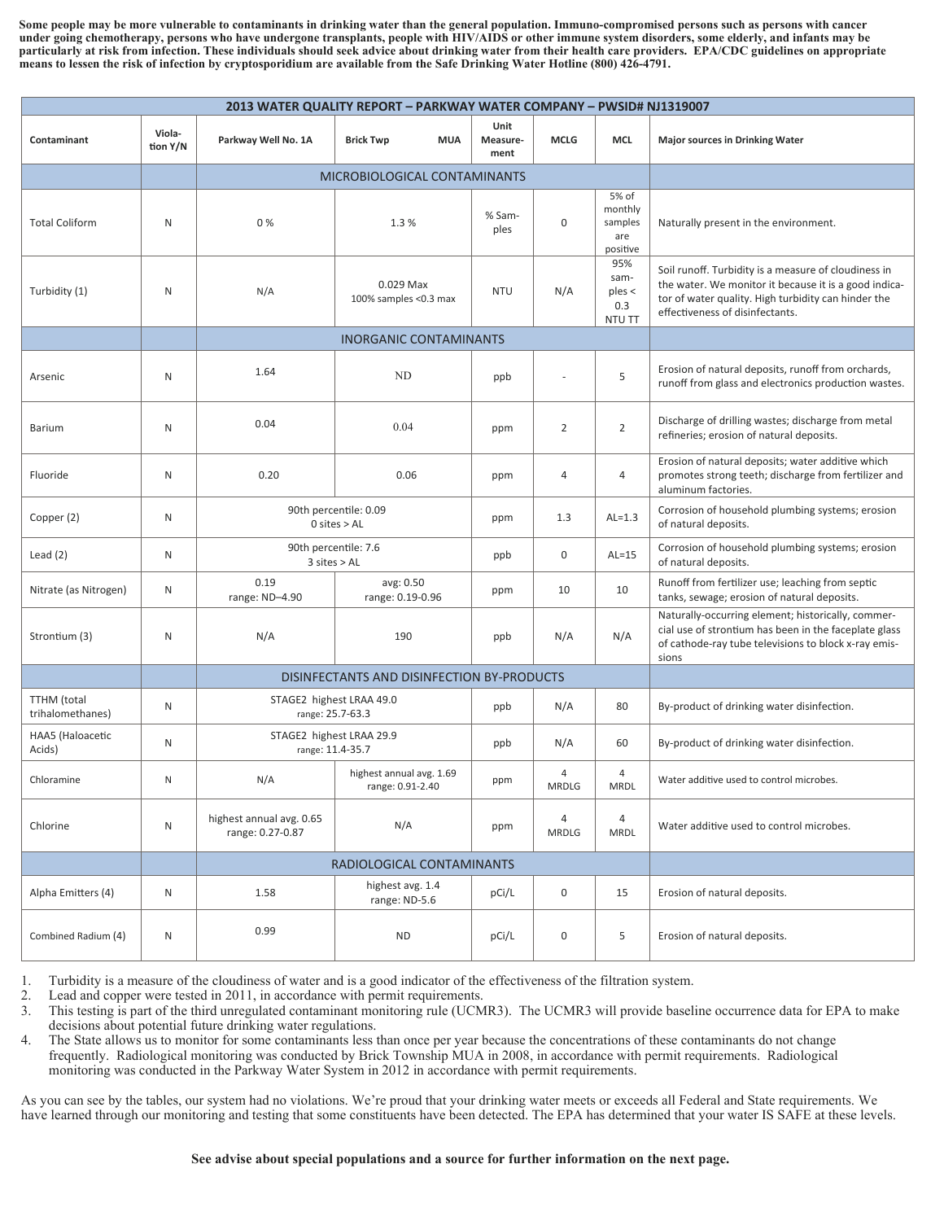**Some people may be more vulnerable to contaminants in drinking water than the general population. Immuno-compromised persons such as persons with cancer under going chemotherapy, persons who have undergone transplants, people with HIV/AIDS or other immune system disorders, some elderly, and infants may be particularly at risk from infection. These individuals should seek advice about drinking water from their health care providers. EPA/CDC guidelines on appropriate means to lessen the risk of infection by cryptosporidium are available from the Safe Drinking Water Hotline (800) 426-4791.**

| 2013 WATER QUALITY REPORT – PARKWAY WATER COMPANY – PWSID# NJ1319007 | | | | | | | |
|---|---|---|---|---|---|---|---|
| **Contaminant** | **Viola-tion Y/N** | **Parkway Well No. 1A** | **Brick Twp MUA** | **Unit Measure-ment** | **MCLG** | **MCL** | **Major sources in Drinking Water** |
| | | MICROBIOLOGICAL CONTAMINANTS | | | | | |
| Total Coliform | N | 0 % | 1.3 % | % Samples | 0 | 5% of monthly samples are positive | Naturally present in the environment. |
| Turbidity (1) | N | N/A | 0.029 Max 100% samples <0.3 max | NTU | N/A | 95% samples < 0.3 NTU TT | Soil runoff. Turbidity is a measure of cloudiness in the water. We monitor it because it is a good indicator of water quality. High turbidity can hinder the effectiveness of disinfectants. |
| | | INORGANIC CONTAMINANTS | | | | | |
| Arsenic | N | 1.64 | ND | ppb | - | 5 | Erosion of natural deposits, runoff from orchards, runoff from glass and electronics production wastes. |
| Barium | N | 0.04 | 0.04 | ppm | 2 | 2 | Discharge of drilling wastes; discharge from metal refineries; erosion of natural deposits. |
| Fluoride | N | 0.20 | 0.06 | ppm | 4 | 4 | Erosion of natural deposits; water additive which promotes strong teeth; discharge from fertilizer and aluminum factories. |
| Copper (2) | N | 90th percentile: 0.09 0 sites > AL | | ppm | 1.3 | AL=1.3 | Corrosion of household plumbing systems; erosion of natural deposits. |
| Lead (2) | N | 90th percentile: 7.6 3 sites > AL | | ppb | 0 | AL=15 | Corrosion of household plumbing systems; erosion of natural deposits. |
| Nitrate (as Nitrogen) | N | 0.19 range: ND–4.90 | avg: 0.50 range: 0.19-0.96 | ppm | 10 | 10 | Runoff from fertilizer use; leaching from septic tanks, sewage; erosion of natural deposits. |
| Strontium (3) | N | N/A | 190 | ppb | N/A | N/A | Naturally-occurring element; historically, commercial use of strontium has been in the faceplate glass of cathode-ray tube televisions to block x-ray emissions |
| | | DISINFECTANTS AND DISINFECTION BY-PRODUCTS | | | | | |
| TTHM (total trihalomethanes) | N | STAGE2 highest LRAA 49.0 range: 25.7-63.3 | | ppb | N/A | 80 | By-product of drinking water disinfection. |
| HAA5 (Haloacetic Acids) | N | STAGE2 highest LRAA 29.9 range: 11.4-35.7 | | ppb | N/A | 60 | By-product of drinking water disinfection. |
| Chloramine | N | N/A | highest annual avg. 1.69 range: 0.91-2.40 | ppm | 4 MRDLG | 4 MRDL | Water additive used to control microbes. |
| Chlorine | N | highest annual avg. 0.65 range: 0.27-0.87 | N/A | ppm | 4 MRDLG | 4 MRDL | Water additive used to control microbes. |
| | | RADIOLOGICAL CONTAMINANTS | | | | | |
| Alpha Emitters (4) | N | 1.58 | highest avg. 1.4 range: ND-5.6 | pCi/L | 0 | 15 | Erosion of natural deposits. |
| Combined Radium (4) | N | 0.99 | ND | pCi/L | 0 | 5 | Erosion of natural deposits. |

1. Turbidity is a measure of the cloudiness of water and is a good indicator of the effectiveness of the filtration system.
2. Lead and copper were tested in 2011, in accordance with permit requirements.
3. This testing is part of the third unregulated contaminant monitoring rule (UCMR3). The UCMR3 will provide baseline occurrence data for EPA to make decisions about potential future drinking water regulations.
4. The State allows us to monitor for some contaminants less than once per year because the concentrations of these contaminants do not change frequently. Radiological monitoring was conducted by Brick Township MUA in 2008, in accordance with permit requirements. Radiological monitoring was conducted in the Parkway Water System in 2012 in accordance with permit requirements.

As you can see by the tables, our system had no violations. We're proud that your drinking water meets or exceeds all Federal and State requirements. We have learned through our monitoring and testing that some constituents have been detected. The EPA has determined that your water IS SAFE at these levels.

**See advise about special populations and a source for further information on the next page.**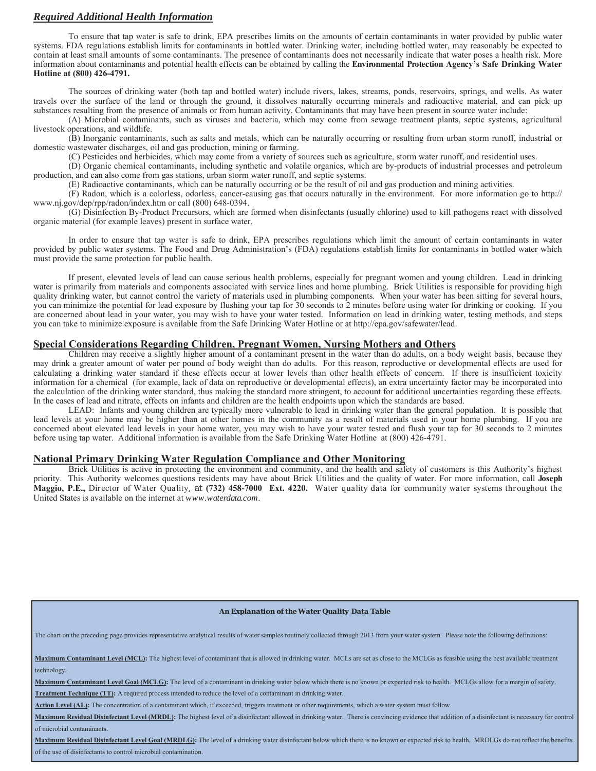## ***Required Additional Health Information***

To ensure that tap water is safe to drink, EPA prescribes limits on the amounts of certain contaminants in water provided by public water systems. FDA regulations establish limits for contaminants in bottled water. Drinking water, including bottled water, may reasonably be expected to contain at least small amounts of some contaminants. The presence of contaminants does not necessarily indicate that water poses a health risk. More information about contaminants and potential health effects can be obtained by calling the **Environmental Protection Agency's Safe Drinking Water Hotline at (800) 426-4791.**

The sources of drinking water (both tap and bottled water) include rivers, lakes, streams, ponds, reservoirs, springs, and wells. As water travels over the surface of the land or through the ground, it dissolves naturally occurring minerals and radioactive material, and can pick up substances resulting from the presence of animals or from human activity. Contaminants that may have been present in source water include:

(A) Microbial contaminants, such as viruses and bacteria, which may come from sewage treatment plants, septic systems, agricultural livestock operations, and wildlife.

(B) Inorganic contaminants, such as salts and metals, which can be naturally occurring or resulting from urban storm runoff, industrial or domestic wastewater discharges, oil and gas production, mining or farming.

(C) Pesticides and herbicides, which may come from a variety of sources such as agriculture, storm water runoff, and residential uses.

(D) Organic chemical contaminants, including synthetic and volatile organics, which are by-products of industrial processes and petroleum production, and can also come from gas stations, urban storm water runoff, and septic systems.

(E) Radioactive contaminants, which can be naturally occurring or be the result of oil and gas production and mining activities.

(F) Radon, which is a colorless, odorless, cancer-causing gas that occurs naturally in the environment. For more information go to http://www.nj.gov/dep/rpp/radon/index.htm or call (800) 648-0394.

(G) Disinfection By-Product Precursors, which are formed when disinfectants (usually chlorine) used to kill pathogens react with dissolved organic material (for example leaves) present in surface water.

In order to ensure that tap water is safe to drink, EPA prescribes regulations which limit the amount of certain contaminants in water provided by public water systems. The Food and Drug Administration's (FDA) regulations establish limits for contaminants in bottled water which must provide the same protection for public health.

If present, elevated levels of lead can cause serious health problems, especially for pregnant women and young children. Lead in drinking water is primarily from materials and components associated with service lines and home plumbing. Brick Utilities is responsible for providing high quality drinking water, but cannot control the variety of materials used in plumbing components. When your water has been sitting for several hours, you can minimize the potential for lead exposure by flushing your tap for 30 seconds to 2 minutes before using water for drinking or cooking. If you are concerned about lead in your water, you may wish to have your water tested. Information on lead in drinking water, testing methods, and steps you can take to minimize exposure is available from the Safe Drinking Water Hotline or at http://epa.gov/safewater/lead.

## Special Considerations Regarding Children, Pregnant Women, Nursing Mothers and Others

Children may receive a slightly higher amount of a contaminant present in the water than do adults, on a body weight basis, because they may drink a greater amount of water per pound of body weight than do adults. For this reason, reproductive or developmental effects are used for calculating a drinking water standard if these effects occur at lower levels than other health effects of concern. If there is insufficient toxicity information for a chemical (for example, lack of data on reproductive or developmental effects), an extra uncertainty factor may be incorporated into the calculation of the drinking water standard, thus making the standard more stringent, to account for additional uncertainties regarding these effects. In the cases of lead and nitrate, effects on infants and children are the health endpoints upon which the standards are based.

LEAD: Infants and young children are typically more vulnerable to lead in drinking water than the general population. It is possible that lead levels at your home may be higher than at other homes in the community as a result of materials used in your home plumbing. If you are concerned about elevated lead levels in your home water, you may wish to have your water tested and flush your tap for 30 seconds to 2 minutes before using tap water. Additional information is available from the Safe Drinking Water Hotline at (800) 426-4791.

## National Primary Drinking Water Regulation Compliance and Other Monitoring

Brick Utilities is active in protecting the environment and community, and the health and safety of customers is this Authority's highest priority. This Authority welcomes questions residents may have about Brick Utilities and the quality of water. For more information, call **Joseph Maggio, P.E.,** Director of Water Quality, at **(732) 458-7000 Ext. 4220.** Water quality data for community water systems throughout the United States is available on the internet at *www.waterdata.com*.

**An Explanation of the Water Quality Data Table**

The chart on the preceding page provides representative analytical results of water samples routinely collected through 2013 from your water system. Please note the following definitions:

**Maximum Contaminant Level (MCL):** The highest level of contaminant that is allowed in drinking water. MCLs are set as close to the MCLGs as feasible using the best available treatment technology.

**Maximum Contaminant Level Goal (MCLG):** The level of a contaminant in drinking water below which there is no known or expected risk to health. MCLGs allow for a margin of safety.

**Treatment Technique (TT):** A required process intended to reduce the level of a contaminant in drinking water.

**Action Level (AL):** The concentration of a contaminant which, if exceeded, triggers treatment or other requirements, which a water system must follow.

**Maximum Residual Disinfectant Level (MRDL):** The highest level of a disinfectant allowed in drinking water. There is convincing evidence that addition of a disinfectant is necessary for control of microbial contaminants.

**Maximum Residual Disinfectant Level Goal (MRDLG):** The level of a drinking water disinfectant below which there is no known or expected risk to health. MRDLGs do not reflect the benefits of the use of disinfectants to control microbial contamination.